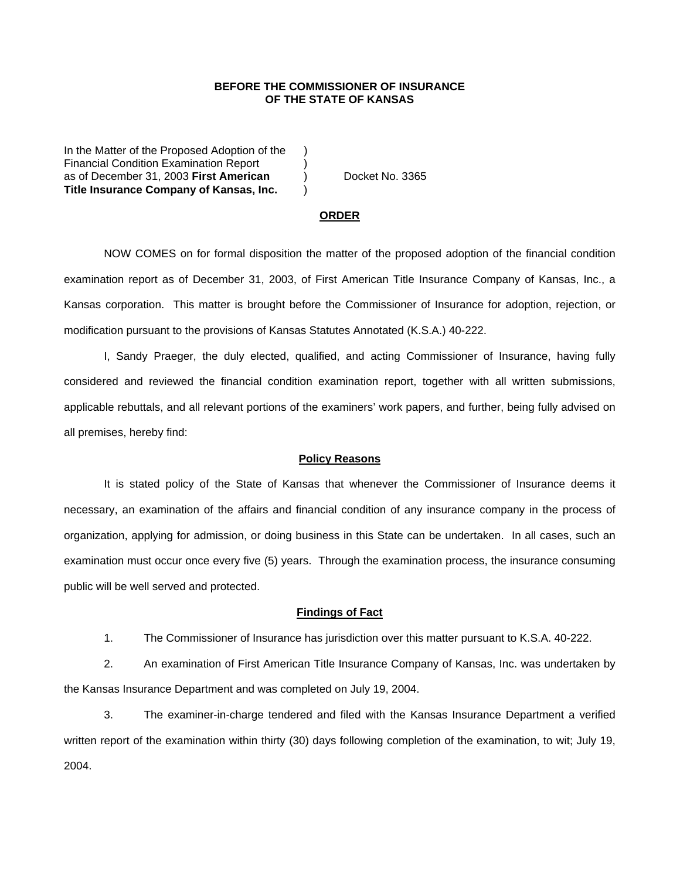**BEFORE THE COMMISSIONER OF INSURANCE**
**OF THE STATE OF KANSAS**

In the Matter of the Proposed Adoption of the )
Financial Condition Examination Report )
as of December 31, 2003 **First American** ) Docket No. 3365
**Title Insurance Company of Kansas, Inc.** )

## ORDER

NOW COMES on for formal disposition the matter of the proposed adoption of the financial condition examination report as of December 31, 2003, of First American Title Insurance Company of Kansas, Inc., a Kansas corporation. This matter is brought before the Commissioner of Insurance for adoption, rejection, or modification pursuant to the provisions of Kansas Statutes Annotated (K.S.A.) 40-222.

I, Sandy Praeger, the duly elected, qualified, and acting Commissioner of Insurance, having fully considered and reviewed the financial condition examination report, together with all written submissions, applicable rebuttals, and all relevant portions of the examiners' work papers, and further, being fully advised on all premises, hereby find:

### Policy Reasons

It is stated policy of the State of Kansas that whenever the Commissioner of Insurance deems it necessary, an examination of the affairs and financial condition of any insurance company in the process of organization, applying for admission, or doing business in this State can be undertaken. In all cases, such an examination must occur once every five (5) years. Through the examination process, the insurance consuming public will be well served and protected.

### Findings of Fact

1. The Commissioner of Insurance has jurisdiction over this matter pursuant to K.S.A. 40-222.

2. An examination of First American Title Insurance Company of Kansas, Inc. was undertaken by the Kansas Insurance Department and was completed on July 19, 2004.

3. The examiner-in-charge tendered and filed with the Kansas Insurance Department a verified written report of the examination within thirty (30) days following completion of the examination, to wit; July 19, 2004.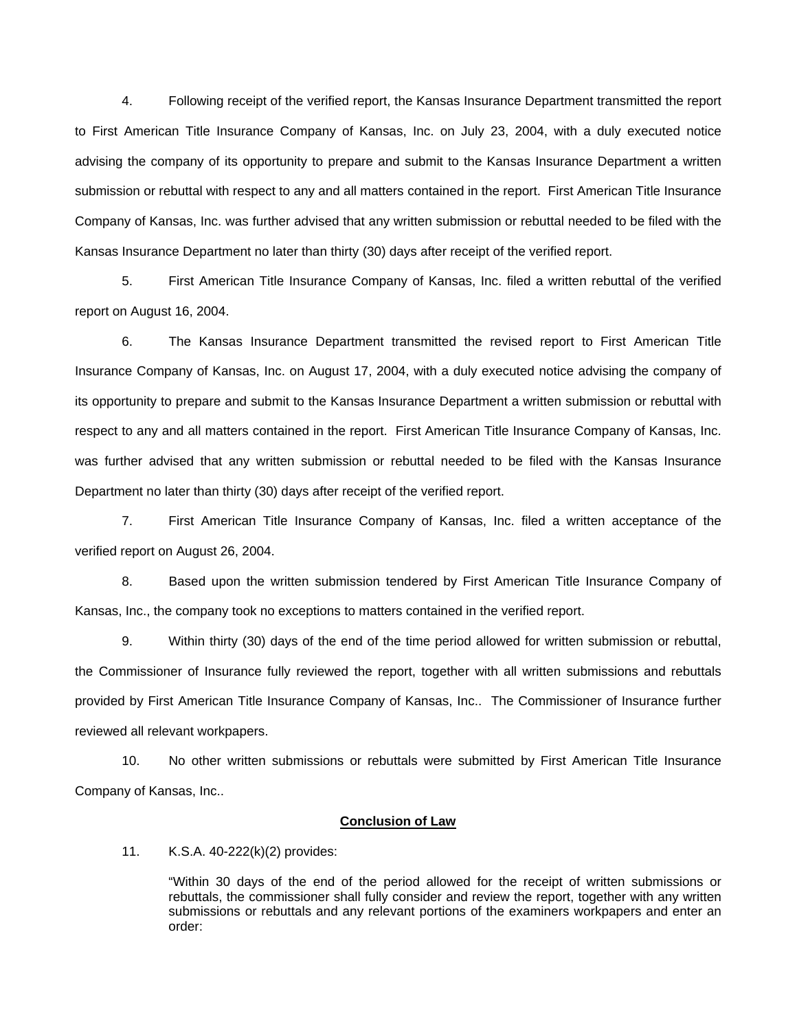4. Following receipt of the verified report, the Kansas Insurance Department transmitted the report to First American Title Insurance Company of Kansas, Inc. on July 23, 2004, with a duly executed notice advising the company of its opportunity to prepare and submit to the Kansas Insurance Department a written submission or rebuttal with respect to any and all matters contained in the report. First American Title Insurance Company of Kansas, Inc. was further advised that any written submission or rebuttal needed to be filed with the Kansas Insurance Department no later than thirty (30) days after receipt of the verified report.

5. First American Title Insurance Company of Kansas, Inc. filed a written rebuttal of the verified report on August 16, 2004.

6. The Kansas Insurance Department transmitted the revised report to First American Title Insurance Company of Kansas, Inc. on August 17, 2004, with a duly executed notice advising the company of its opportunity to prepare and submit to the Kansas Insurance Department a written submission or rebuttal with respect to any and all matters contained in the report. First American Title Insurance Company of Kansas, Inc. was further advised that any written submission or rebuttal needed to be filed with the Kansas Insurance Department no later than thirty (30) days after receipt of the verified report.

7. First American Title Insurance Company of Kansas, Inc. filed a written acceptance of the verified report on August 26, 2004.

8. Based upon the written submission tendered by First American Title Insurance Company of Kansas, Inc., the company took no exceptions to matters contained in the verified report.

9. Within thirty (30) days of the end of the time period allowed for written submission or rebuttal, the Commissioner of Insurance fully reviewed the report, together with all written submissions and rebuttals provided by First American Title Insurance Company of Kansas, Inc.. The Commissioner of Insurance further reviewed all relevant workpapers.

10. No other written submissions or rebuttals were submitted by First American Title Insurance Company of Kansas, Inc..

**Conclusion of Law**

11. K.S.A. 40-222(k)(2) provides:

> "Within 30 days of the end of the period allowed for the receipt of written submissions or rebuttals, the commissioner shall fully consider and review the report, together with any written submissions or rebuttals and any relevant portions of the examiners workpapers and enter an order: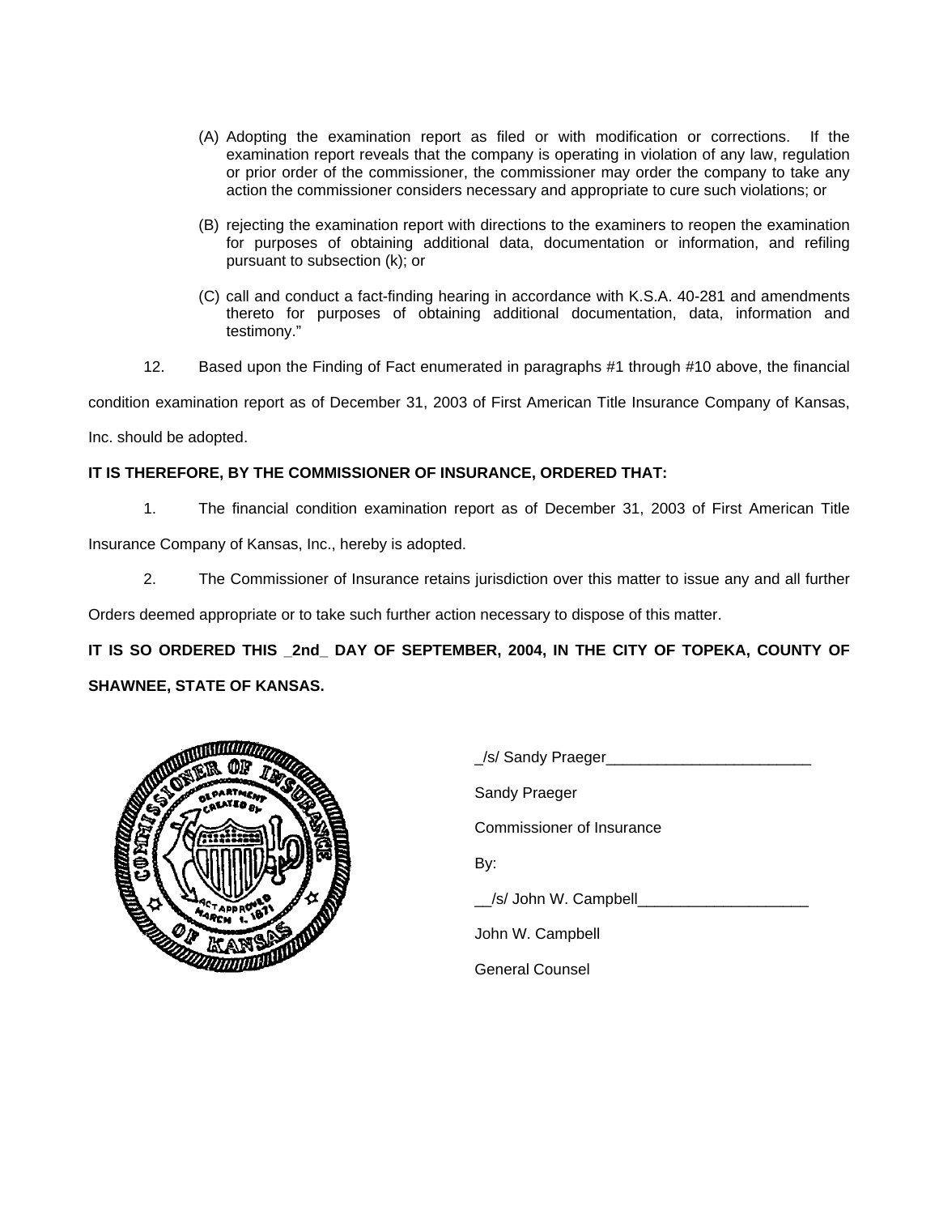(A) Adopting the examination report as filed or with modification or corrections. If the examination report reveals that the company is operating in violation of any law, regulation or prior order of the commissioner, the commissioner may order the company to take any action the commissioner considers necessary and appropriate to cure such violations; or

(B) rejecting the examination report with directions to the examiners to reopen the examination for purposes of obtaining additional data, documentation or information, and refiling pursuant to subsection (k); or

(C) call and conduct a fact-finding hearing in accordance with K.S.A. 40-281 and amendments thereto for purposes of obtaining additional documentation, data, information and testimony."

12. Based upon the Finding of Fact enumerated in paragraphs #1 through #10 above, the financial condition examination report as of December 31, 2003 of First American Title Insurance Company of Kansas, Inc. should be adopted.

**IT IS THEREFORE, BY THE COMMISSIONER OF INSURANCE, ORDERED THAT:**

1. The financial condition examination report as of December 31, 2003 of First American Title Insurance Company of Kansas, Inc., hereby is adopted.

2. The Commissioner of Insurance retains jurisdiction over this matter to issue any and all further Orders deemed appropriate or to take such further action necessary to dispose of this matter.

**IT IS SO ORDERED THIS _2nd_ DAY OF SEPTEMBER, 2004, IN THE CITY OF TOPEKA, COUNTY OF SHAWNEE, STATE OF KANSAS.**

_/s/ Sandy Praeger________________________

Sandy Praeger

Commissioner of Insurance

By:

__/s/ John W. Campbell____________________

John W. Campbell

General Counsel